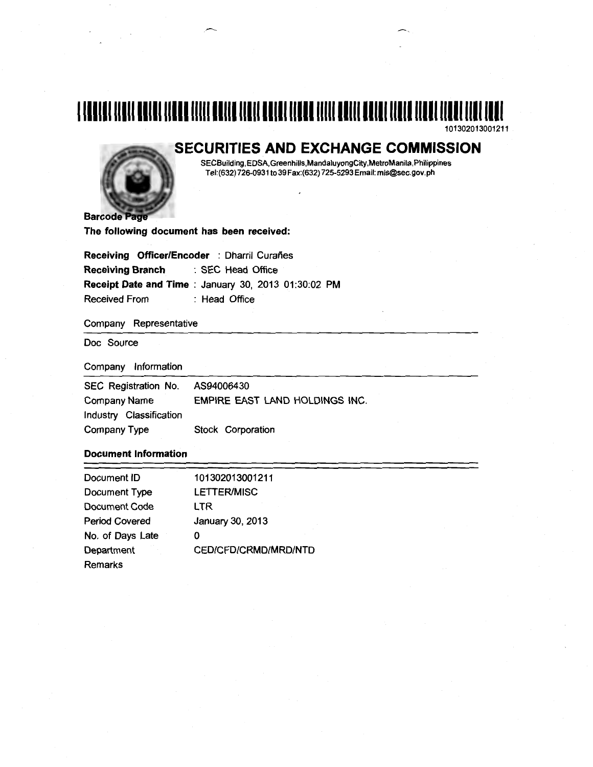101302013001211

# SECURITIES AND EXCHANGE COMMISSION

SECBuilding,EDSA,Greenhills,MandaluyongCity,MetroManila,Philippines
Tel:(632)726-0931 to 39 Fax:(632)725-5293 Email: mis@sec.gov.ph

**Barcode Page**

**The following document has been received:**

**Receiving Officer/Encoder** : Dharril Curañes
**Receiving Branch** : SEC Head Office
**Receipt Date and Time** : January 30, 2013 01:30:02 PM
Received From : Head Office

Company Representative

Doc Source

Company Information

| | |
|---|---|
| SEC Registration No. | AS94006430 |
| Company Name | EMPIRE EAST LAND HOLDINGS INC. |
| Industry Classification | |
| Company Type | Stock Corporation |

**Document Information**

| | |
|---|---|
| Document ID | 101302013001211 |
| Document Type | LETTER/MISC |
| Document Code | LTR |
| Period Covered | January 30, 2013 |
| No. of Days Late | 0 |
| Department | CED/CFD/CRMD/MRD/NTD |
| Remarks | |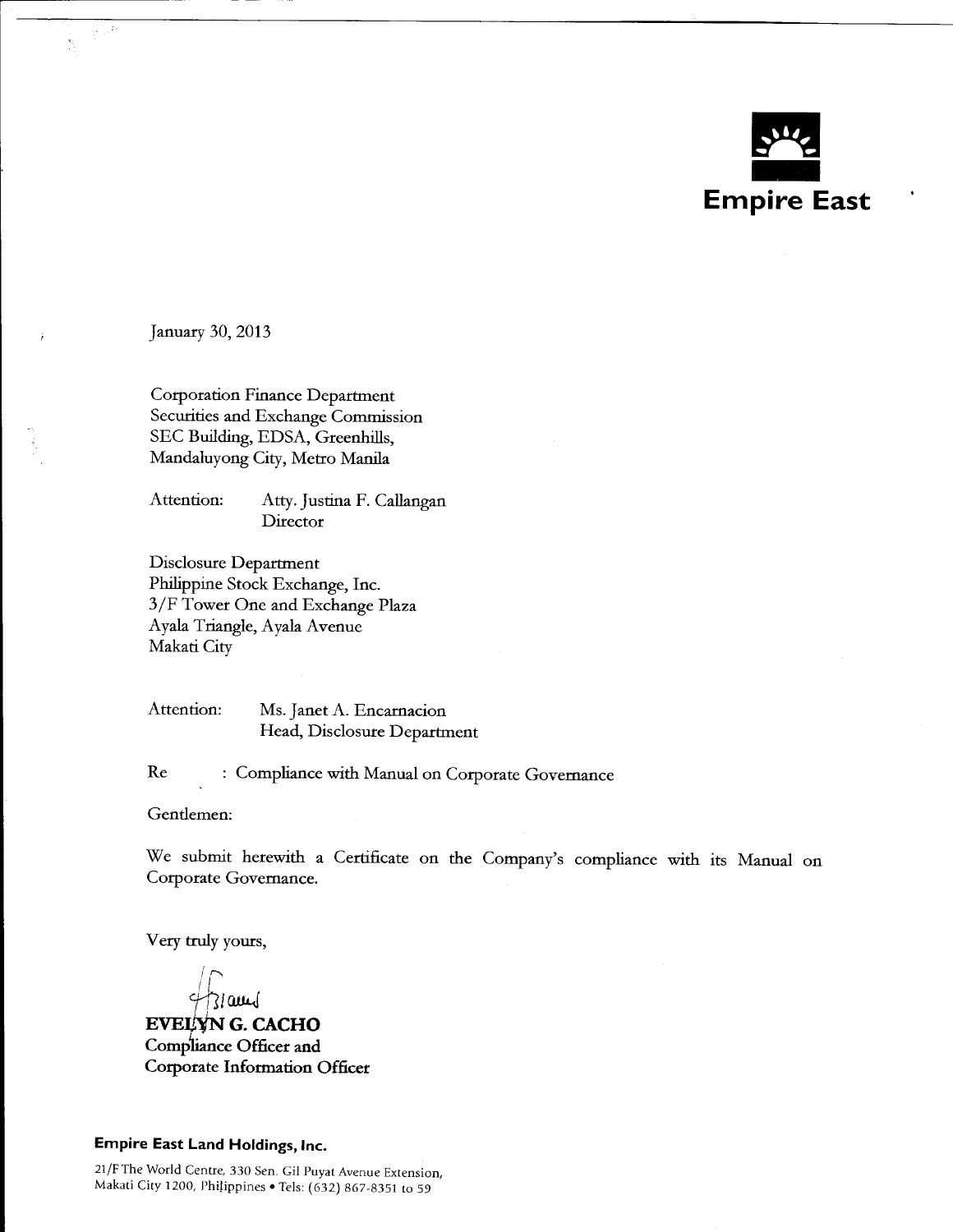**Empire East**

January 30, 2013

Corporation Finance Department
Securities and Exchange Commission
SEC Building, EDSA, Greenhills,
Mandaluyong City, Metro Manila

Attention: Atty. Justina F. Callangan
Director

Disclosure Department
Philippine Stock Exchange, Inc.
3/F Tower One and Exchange Plaza
Ayala Triangle, Ayala Avenue
Makati City

Attention: Ms. Janet A. Encarnacion
Head, Disclosure Department

Re : Compliance with Manual on Corporate Governance

Gentlemen:

We submit herewith a Certificate on the Company's compliance with its Manual on Corporate Governance.

Very truly yours,

**EVELYN G. CACHO**
**Compliance Officer and**
**Corporate Information Officer**

**Empire East Land Holdings, Inc.**

21/F The World Centre, 330 Sen. Gil Puyat Avenue Extension,
Makati City 1200, Philippines • Tels: (632) 867-8351 to 59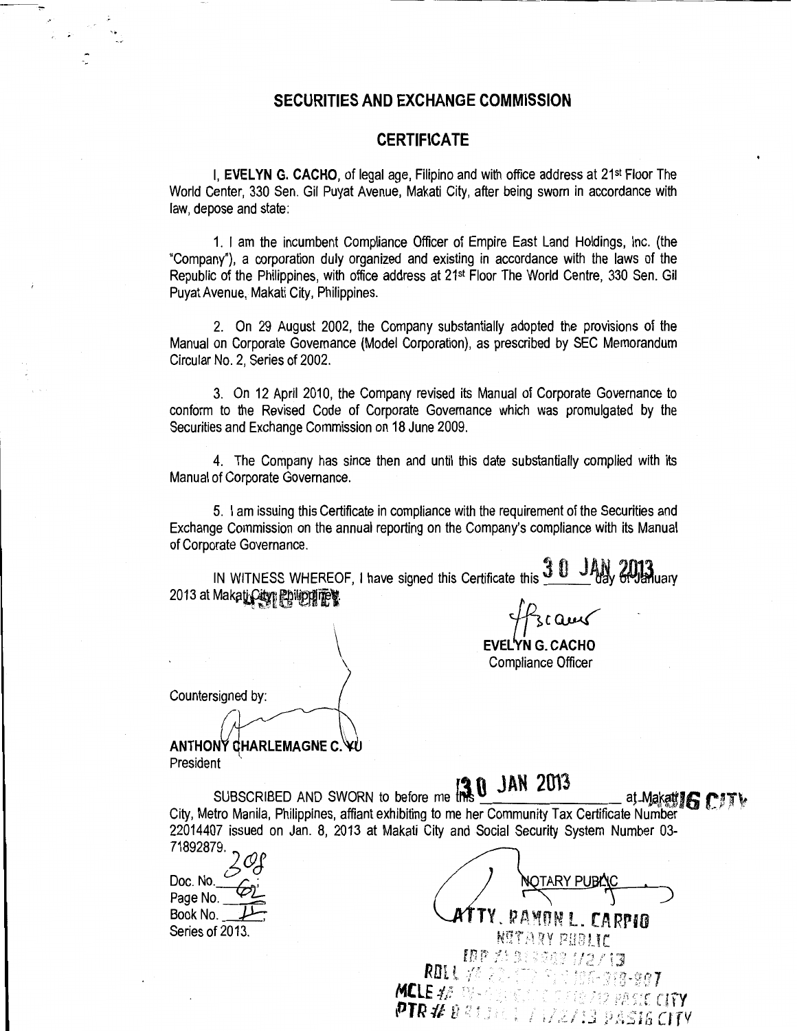## SECURITIES AND EXCHANGE COMMISSION

## CERTIFICATE

I, **EVELYN G. CACHO**, of legal age, Filipino and with office address at 21st Floor The World Center, 330 Sen. Gil Puyat Avenue, Makati City, after being sworn in accordance with law, depose and state:

1. I am the incumbent Compliance Officer of Empire East Land Holdings, Inc. (the "Company"), a corporation duly organized and existing in accordance with the laws of the Republic of the Philippines, with office address at 21st Floor The World Centre, 330 Sen. Gil Puyat Avenue, Makati City, Philippines.

2. On 29 August 2002, the Company substantially adopted the provisions of the Manual on Corporate Governance (Model Corporation), as prescribed by SEC Memorandum Circular No. 2, Series of 2002.

3. On 12 April 2010, the Company revised its Manual of Corporate Governance to conform to the Revised Code of Corporate Governance which was promulgated by the Securities and Exchange Commission on 18 June 2009.

4. The Company has since then and until this date substantially complied with its Manual of Corporate Governance.

5. I am issuing this Certificate in compliance with the requirement of the Securities and Exchange Commission on the annual reporting on the Company's compliance with its Manual of Corporate Governance.

IN WITNESS WHEREOF, I have signed this Certificate this 30 JAN 2013 day of January 2013 at Makati City, Philippines.

**EVELYN G. CACHO**
Compliance Officer

Countersigned by:

**ANTHONY CHARLEMAGNE C. YU**
President

SUBSCRIBED AND SWORN to before me this 30 JAN 2013 at Makati City, Metro Manila, Philippines, affiant exhibiting to me her Community Tax Certificate Number 22014407 issued on Jan. 8, 2013 at Makati City and Social Security System Number 03-71892879.

Doc. No. 308
Page No. 62
Book No. II
Series of 2013.

NOTARY PUBLIC
ATTY. RAMON L. CARPIO
NOTARY PUBLIC
IBP ... 12/13
ROLL ...
MCLE ... PASIG CITY
PTR ... PASIG CITY